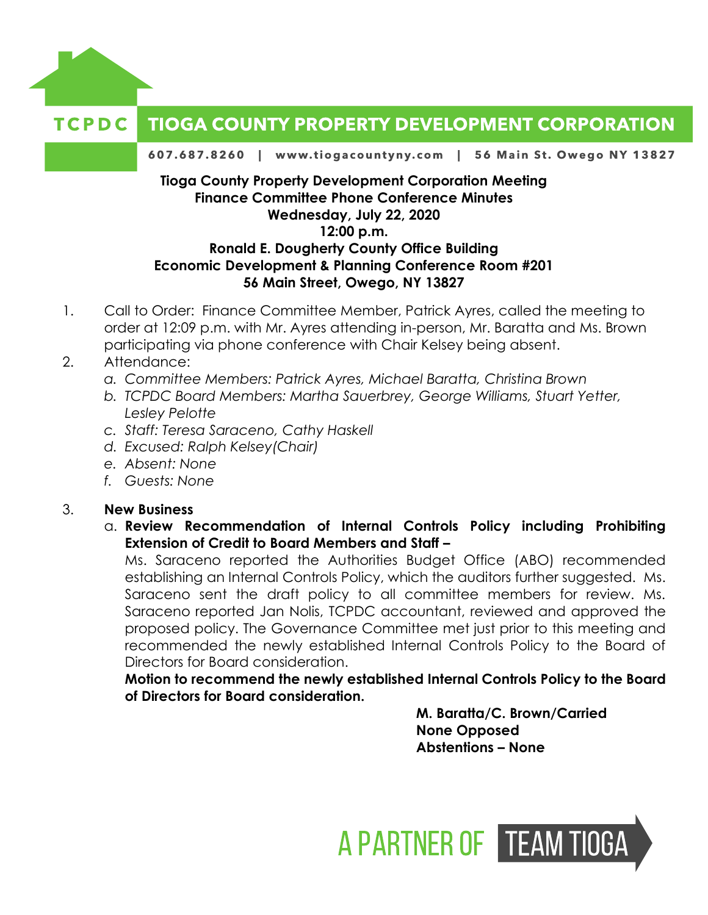**TCPDC TIOGA COUNTY PROPERTY DEVELOPMENT CORPORATION**

607.687.8260 | www.tiogacountyny.com | 56 Main St. Owego NY 13827

**Tioga County Property Development Corporation Meeting**
**Finance Committee Phone Conference Minutes**
**Wednesday, July 22, 2020**
**12:00 p.m.**
**Ronald E. Dougherty County Office Building**
**Economic Development & Planning Conference Room #201**
**56 Main Street, Owego, NY 13827**

1. Call to Order: Finance Committee Member, Patrick Ayres, called the meeting to order at 12:09 p.m. with Mr. Ayres attending in-person, Mr. Baratta and Ms. Brown participating via phone conference with Chair Kelsey being absent.
2. Attendance:
   a. *Committee Members: Patrick Ayres, Michael Baratta, Christina Brown*
   b. *TCPDC Board Members: Martha Sauerbrey, George Williams, Stuart Yetter, Lesley Pelotte*
   c. *Staff: Teresa Saraceno, Cathy Haskell*
   d. *Excused: Ralph Kelsey(Chair)*
   e. *Absent: None*
   f. *Guests: None*

3. **New Business**
   a. **Review Recommendation of Internal Controls Policy including Prohibiting Extension of Credit to Board Members and Staff –**
   Ms. Saraceno reported the Authorities Budget Office (ABO) recommended establishing an Internal Controls Policy, which the auditors further suggested. Ms. Saraceno sent the draft policy to all committee members for review. Ms. Saraceno reported Jan Nolis, TCPDC accountant, reviewed and approved the proposed policy. The Governance Committee met just prior to this meeting and recommended the newly established Internal Controls Policy to the Board of Directors for Board consideration.
   **Motion to recommend the newly established Internal Controls Policy to the Board of Directors for Board consideration.**

   **M. Baratta/C. Brown/Carried**
   **None Opposed**
   **Abstentions – None**

A PARTNER OF TEAM TIOGA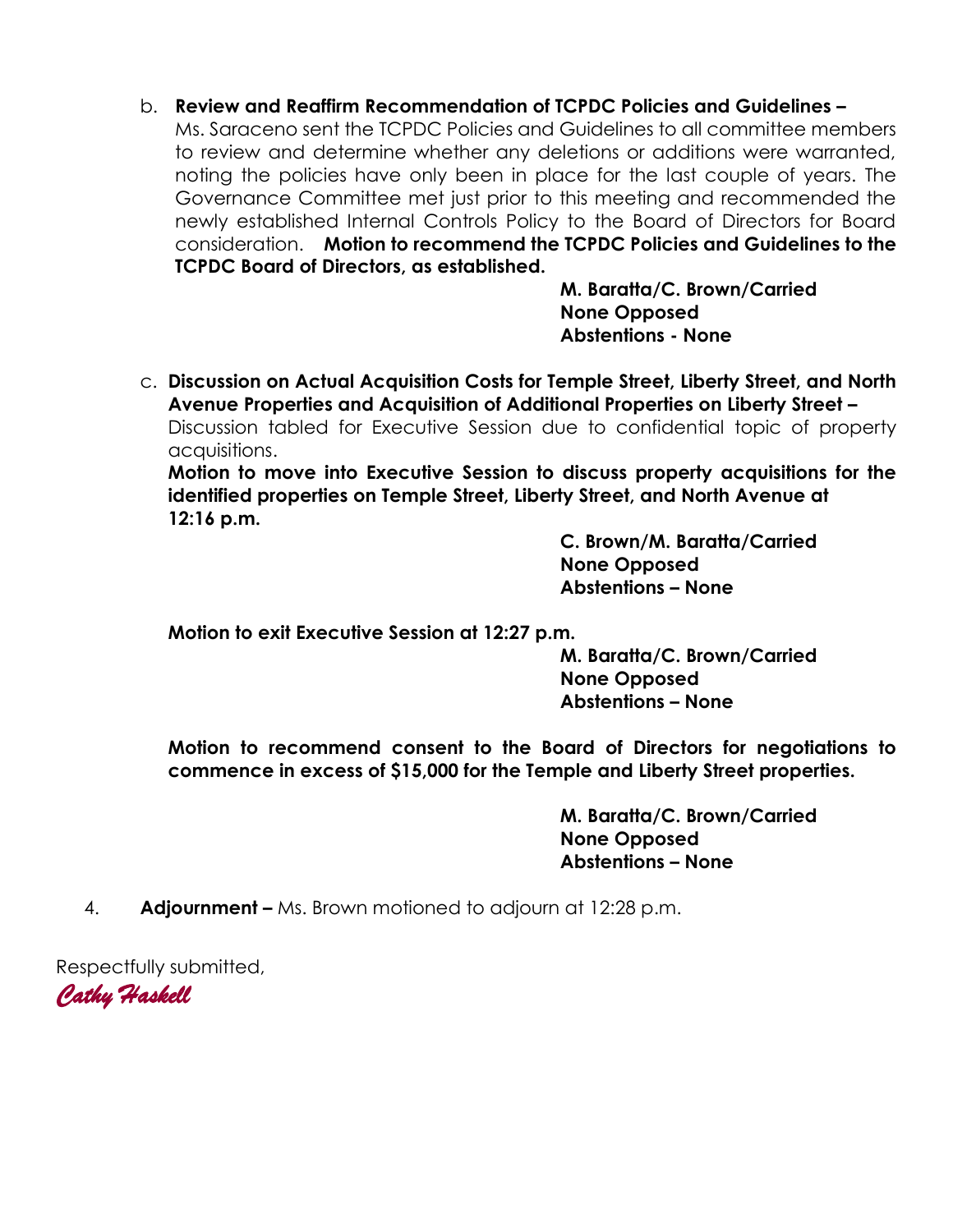b. **Review and Reaffirm Recommendation of TCPDC Policies and Guidelines –** Ms. Saraceno sent the TCPDC Policies and Guidelines to all committee members to review and determine whether any deletions or additions were warranted, noting the policies have only been in place for the last couple of years. The Governance Committee met just prior to this meeting and recommended the newly established Internal Controls Policy to the Board of Directors for Board consideration. **Motion to recommend the TCPDC Policies and Guidelines to the TCPDC Board of Directors, as established.**

**M. Baratta/C. Brown/Carried**
**None Opposed**
**Abstentions - None**

c. **Discussion on Actual Acquisition Costs for Temple Street, Liberty Street, and North Avenue Properties and Acquisition of Additional Properties on Liberty Street –** Discussion tabled for Executive Session due to confidential topic of property acquisitions.

**Motion to move into Executive Session to discuss property acquisitions for the identified properties on Temple Street, Liberty Street, and North Avenue at 12:16 p.m.**

**C. Brown/M. Baratta/Carried**
**None Opposed**
**Abstentions – None**

**Motion to exit Executive Session at 12:27 p.m.**

**M. Baratta/C. Brown/Carried**
**None Opposed**
**Abstentions – None**

**Motion to recommend consent to the Board of Directors for negotiations to commence in excess of $15,000 for the Temple and Liberty Street properties.**

**M. Baratta/C. Brown/Carried**
**None Opposed**
**Abstentions – None**

4. **Adjournment –** Ms. Brown motioned to adjourn at 12:28 p.m.

Respectfully submitted,

*Cathy Haskell*